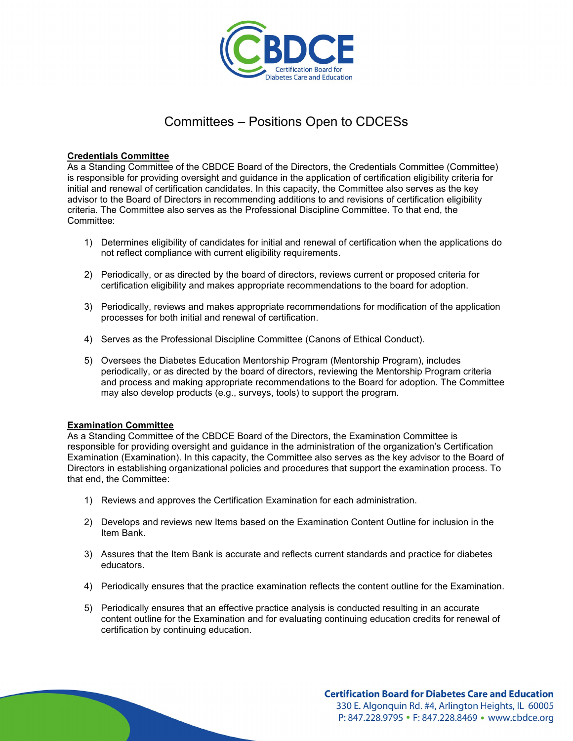# Committees – Positions Open to CDCESs

## Credentials Committee

As a Standing Committee of the CBDCE Board of the Directors, the Credentials Committee (Committee) is responsible for providing oversight and guidance in the application of certification eligibility criteria for initial and renewal of certification candidates. In this capacity, the Committee also serves as the key advisor to the Board of Directors in recommending additions to and revisions of certification eligibility criteria. The Committee also serves as the Professional Discipline Committee. To that end, the Committee:

1) Determines eligibility of candidates for initial and renewal of certification when the applications do not reflect compliance with current eligibility requirements.

2) Periodically, or as directed by the board of directors, reviews current or proposed criteria for certification eligibility and makes appropriate recommendations to the board for adoption.

3) Periodically, reviews and makes appropriate recommendations for modification of the application processes for both initial and renewal of certification.

4) Serves as the Professional Discipline Committee (Canons of Ethical Conduct).

5) Oversees the Diabetes Education Mentorship Program (Mentorship Program), includes periodically, or as directed by the board of directors, reviewing the Mentorship Program criteria and process and making appropriate recommendations to the Board for adoption. The Committee may also develop products (e.g., surveys, tools) to support the program.

## Examination Committee

As a Standing Committee of the CBDCE Board of the Directors, the Examination Committee is responsible for providing oversight and guidance in the administration of the organization's Certification Examination (Examination). In this capacity, the Committee also serves as the key advisor to the Board of Directors in establishing organizational policies and procedures that support the examination process. To that end, the Committee:

1) Reviews and approves the Certification Examination for each administration.

2) Develops and reviews new Items based on the Examination Content Outline for inclusion in the Item Bank.

3) Assures that the Item Bank is accurate and reflects current standards and practice for diabetes educators.

4) Periodically ensures that the practice examination reflects the content outline for the Examination.

5) Periodically ensures that an effective practice analysis is conducted resulting in an accurate content outline for the Examination and for evaluating continuing education credits for renewal of certification by continuing education.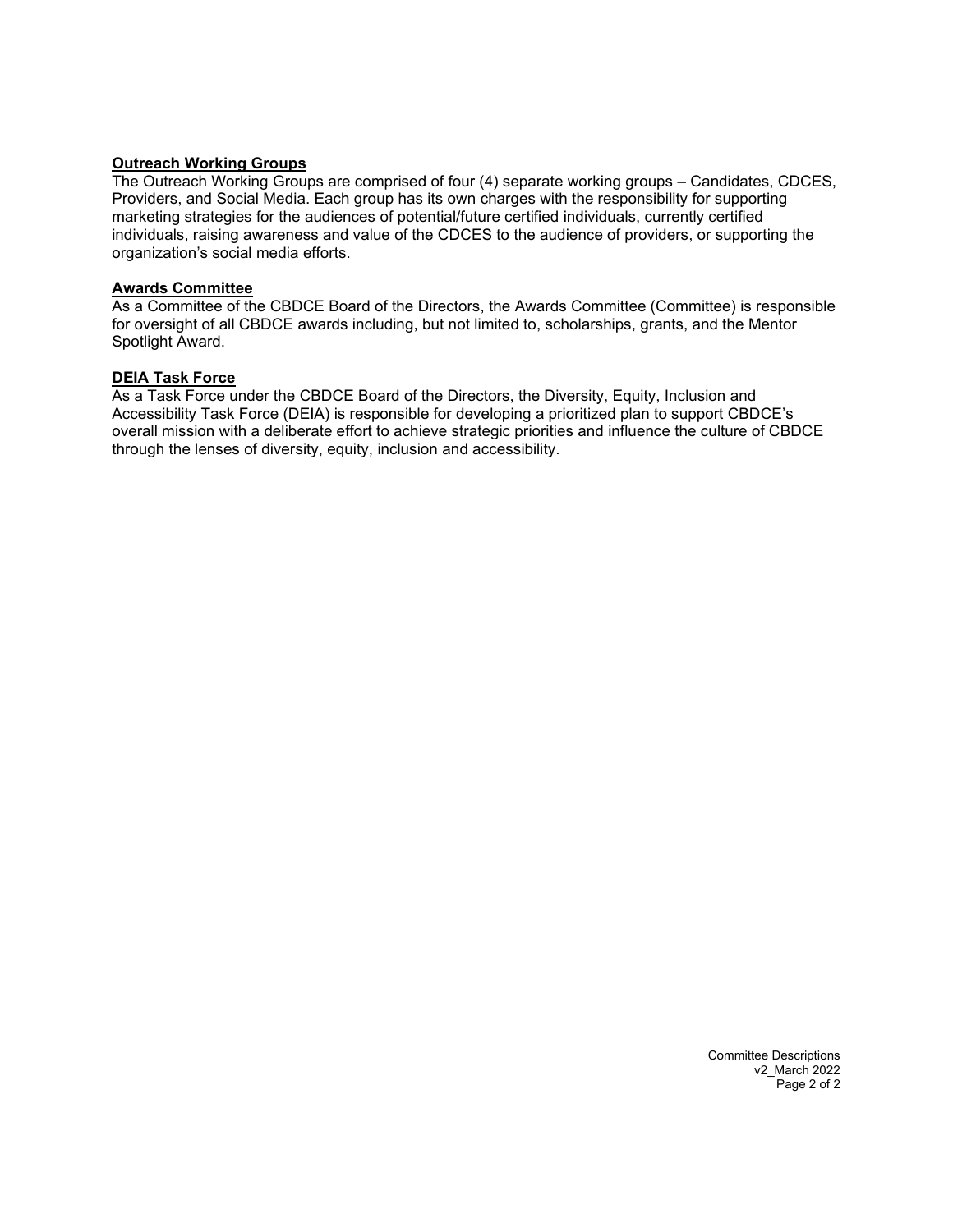**Outreach Working Groups**

The Outreach Working Groups are comprised of four (4) separate working groups – Candidates, CDCES, Providers, and Social Media. Each group has its own charges with the responsibility for supporting marketing strategies for the audiences of potential/future certified individuals, currently certified individuals, raising awareness and value of the CDCES to the audience of providers, or supporting the organization's social media efforts.

**Awards Committee**

As a Committee of the CBDCE Board of the Directors, the Awards Committee (Committee) is responsible for oversight of all CBDCE awards including, but not limited to, scholarships, grants, and the Mentor Spotlight Award.

**DEIA Task Force**

As a Task Force under the CBDCE Board of the Directors, the Diversity, Equity, Inclusion and Accessibility Task Force (DEIA) is responsible for developing a prioritized plan to support CBDCE's overall mission with a deliberate effort to achieve strategic priorities and influence the culture of CBDCE through the lenses of diversity, equity, inclusion and accessibility.